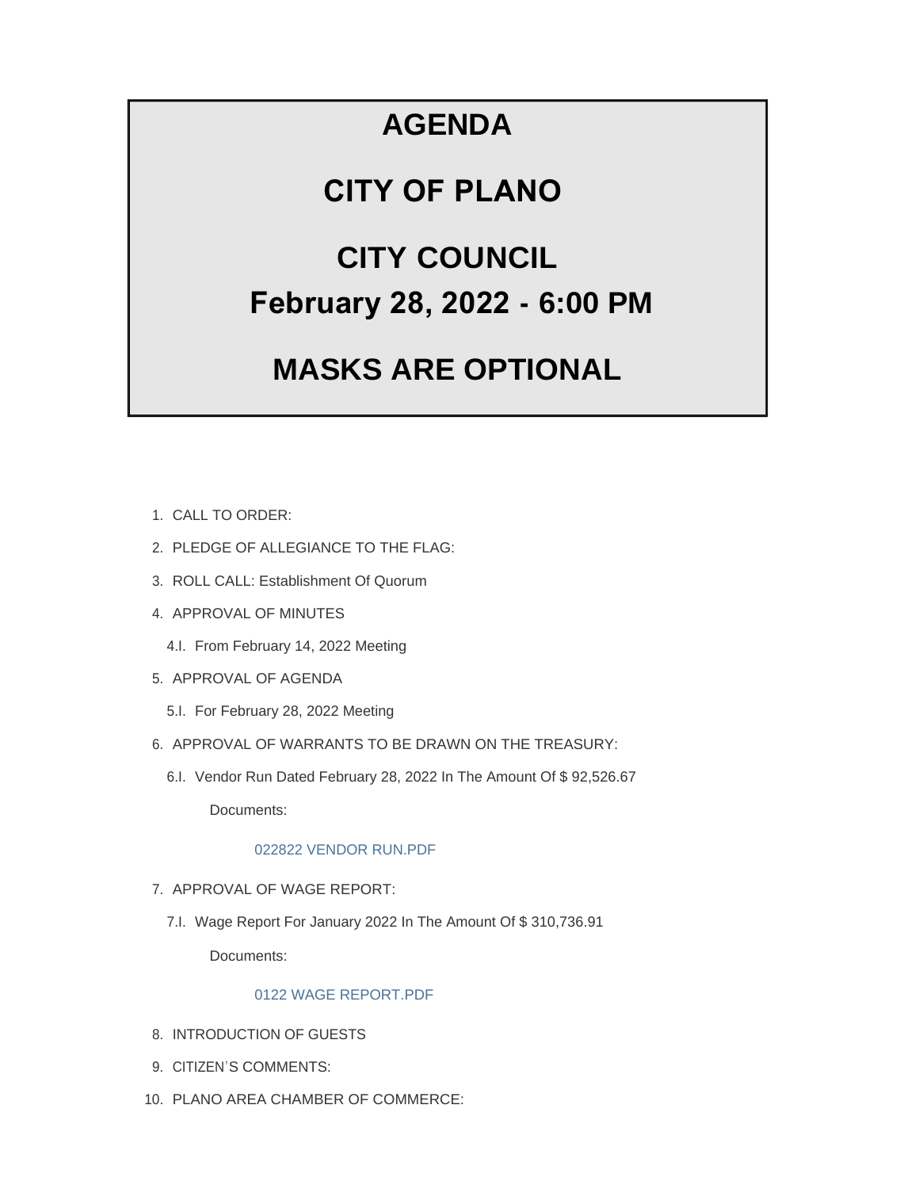# AGENDA

# CITY OF PLANO

# CITY COUNCIL

# February 28, 2022 - 6:00 PM

# MASKS ARE OPTIONAL

1. CALL TO ORDER:
2. PLEDGE OF ALLEGIANCE TO THE FLAG:
3. ROLL CALL: Establishment Of Quorum
4. APPROVAL OF MINUTES
   - 4.I. From February 14, 2022 Meeting
5. APPROVAL OF AGENDA
   - 5.I. For February 28, 2022 Meeting
6. APPROVAL OF WARRANTS TO BE DRAWN ON THE TREASURY:
   - 6.I. Vendor Run Dated February 28, 2022 In The Amount Of $ 92,526.67

     Documents:

     022822 VENDOR RUN.PDF
7. APPROVAL OF WAGE REPORT:
   - 7.I. Wage Report For January 2022 In The Amount Of $ 310,736.91

     Documents:

     0122 WAGE REPORT.PDF
8. INTRODUCTION OF GUESTS
9. CITIZEN'S COMMENTS:
10. PLANO AREA CHAMBER OF COMMERCE: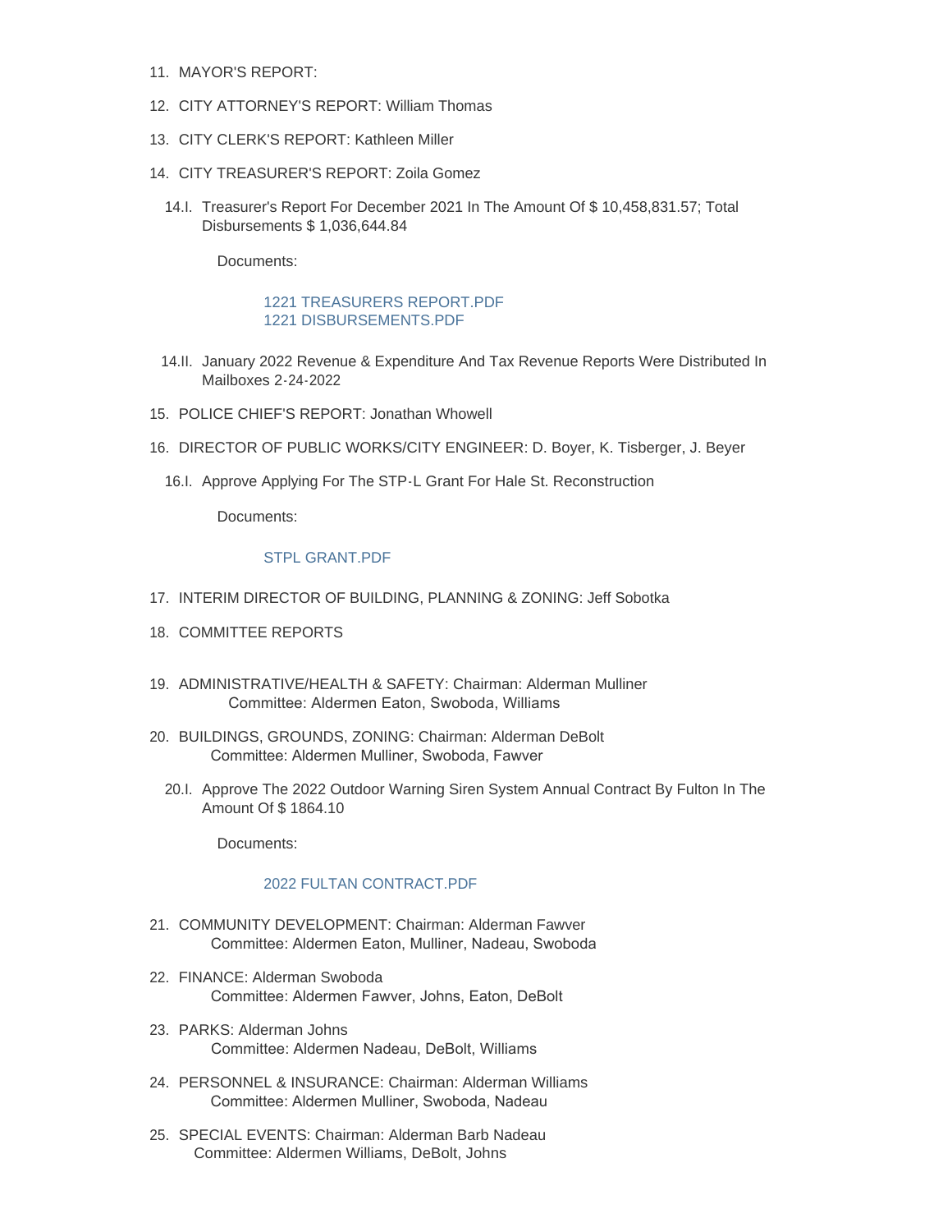11. MAYOR'S REPORT:
12. CITY ATTORNEY'S REPORT: William Thomas
13. CITY CLERK'S REPORT: Kathleen Miller
14. CITY TREASURER'S REPORT: Zoila Gomez

    14.I. Treasurer's Report For December 2021 In The Amount Of $ 10,458,831.57; Total Disbursements $ 1,036,644.84

    Documents:

    1221 TREASURERS REPORT.PDF
    1221 DISBURSEMENTS.PDF

    14.II. January 2022 Revenue & Expenditure And Tax Revenue Reports Were Distributed In Mailboxes 2-24-2022

15. POLICE CHIEF'S REPORT: Jonathan Whowell
16. DIRECTOR OF PUBLIC WORKS/CITY ENGINEER: D. Boyer, K. Tisberger, J. Beyer

    16.I. Approve Applying For The STP-L Grant For Hale St. Reconstruction

    Documents:

    STPL GRANT.PDF

17. INTERIM DIRECTOR OF BUILDING, PLANNING & ZONING: Jeff Sobotka
18. COMMITTEE REPORTS
19. ADMINISTRATIVE/HEALTH & SAFETY: Chairman: Alderman Mulliner
    Committee: Aldermen Eaton, Swoboda, Williams
20. BUILDINGS, GROUNDS, ZONING: Chairman: Alderman DeBolt
    Committee: Aldermen Mulliner, Swoboda, Fawver

    20.I. Approve The 2022 Outdoor Warning Siren System Annual Contract By Fulton In The Amount Of $ 1864.10

    Documents:

    2022 FULTAN CONTRACT.PDF

21. COMMUNITY DEVELOPMENT: Chairman: Alderman Fawver
    Committee: Aldermen Eaton, Mulliner, Nadeau, Swoboda
22. FINANCE: Alderman Swoboda
    Committee: Aldermen Fawver, Johns, Eaton, DeBolt
23. PARKS: Alderman Johns
    Committee: Aldermen Nadeau, DeBolt, Williams
24. PERSONNEL & INSURANCE: Chairman: Alderman Williams
    Committee: Aldermen Mulliner, Swoboda, Nadeau
25. SPECIAL EVENTS: Chairman: Alderman Barb Nadeau
    Committee: Aldermen Williams, DeBolt, Johns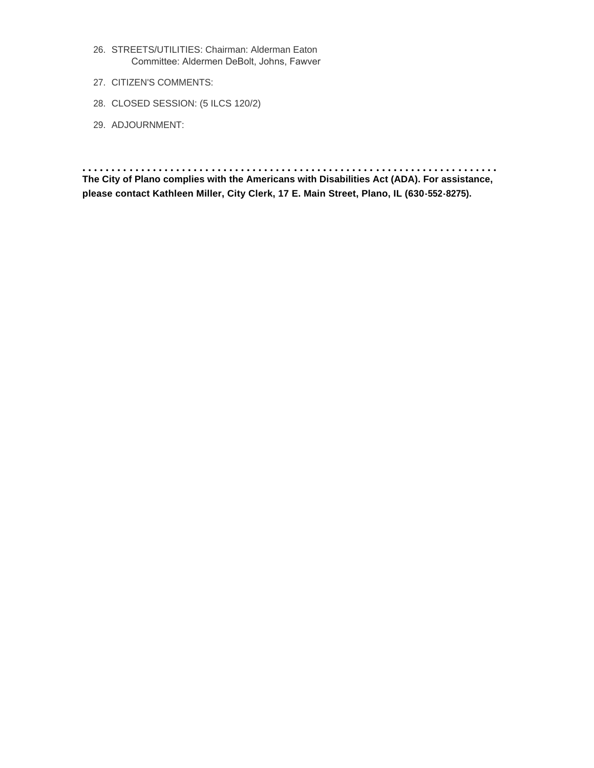26. STREETS/UTILITIES: Chairman: Alderman Eaton
    Committee: Aldermen DeBolt, Johns, Fawver

27. CITIZEN'S COMMENTS:

28. CLOSED SESSION: (5 ILCS 120/2)

29. ADJOURNMENT:

. . . . . . . . . . . . . . . . . . . . . . . . . . . . . . . . . . . . . . . . . . . . . . . . . . . . . . . . . . . . . . . . . . . . . .

**The City of Plano complies with the Americans with Disabilities Act (ADA). For assistance, please contact Kathleen Miller, City Clerk, 17 E. Main Street, Plano, IL (630-552-8275).**